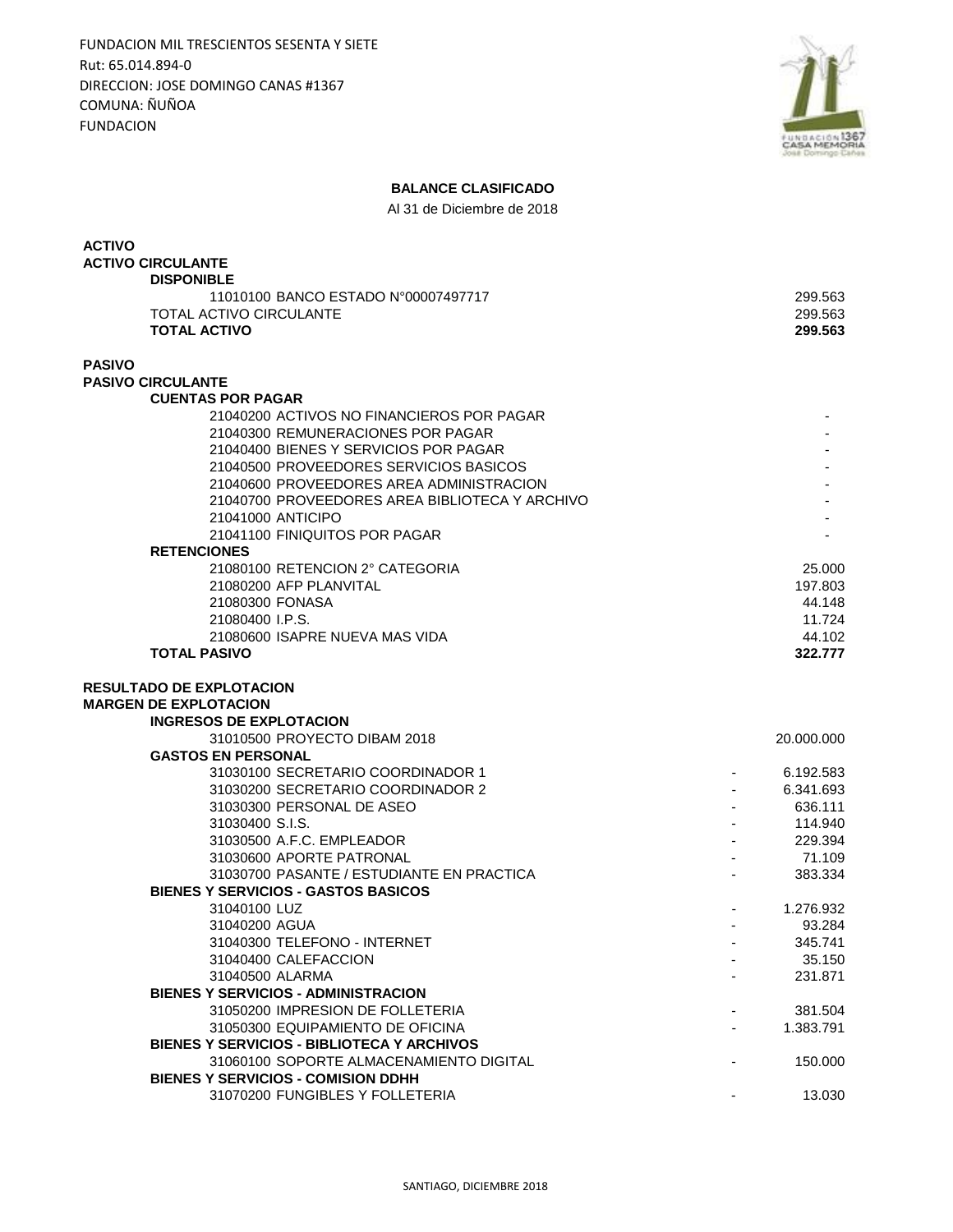FUNDACION MIL TRESCIENTOS SESENTA Y SIETE
Rut: 65.014.894-0
DIRECCION: JOSE DOMINGO CANAS #1367
COMUNA: ÑUÑOA
FUNDACION

## BALANCE CLASIFICADO

Al 31 de Diciembre de 2018

| Cuenta | | Monto |
|---|---|---|
| **ACTIVO** | | |
| **ACTIVO CIRCULANTE** | | |
| **DISPONIBLE** | | |
| 11010100 BANCO ESTADO N°00007497717 | | 299.563 |
| TOTAL ACTIVO CIRCULANTE | | 299.563 |
| **TOTAL ACTIVO** | | **299.563** |
| **PASIVO** | | |
| **PASIVO CIRCULANTE** | | |
| **CUENTAS POR PAGAR** | | |
| 21040200 ACTIVOS NO FINANCIEROS POR PAGAR | | - |
| 21040300 REMUNERACIONES POR PAGAR | | - |
| 21040400 BIENES Y SERVICIOS POR PAGAR | | - |
| 21040500 PROVEEDORES SERVICIOS BASICOS | | - |
| 21040600 PROVEEDORES AREA ADMINISTRACION | | - |
| 21040700 PROVEEDORES AREA BIBLIOTECA Y ARCHIVO | | - |
| 21041000 ANTICIPO | | - |
| 21041100 FINIQUITOS POR PAGAR | | - |
| **RETENCIONES** | | |
| 21080100 RETENCION 2° CATEGORIA | | 25.000 |
| 21080200 AFP PLANVITAL | | 197.803 |
| 21080300 FONASA | | 44.148 |
| 21080400 I.P.S. | | 11.724 |
| 21080600 ISAPRE NUEVA MAS VIDA | | 44.102 |
| **TOTAL PASIVO** | | **322.777** |
| **RESULTADO DE EXPLOTACION** | | |
| **MARGEN DE EXPLOTACION** | | |
| **INGRESOS DE EXPLOTACION** | | |
| 31010500 PROYECTO DIBAM 2018 | | 20.000.000 |
| **GASTOS EN PERSONAL** | | |
| 31030100 SECRETARIO COORDINADOR 1 | - | 6.192.583 |
| 31030200 SECRETARIO COORDINADOR 2 | - | 6.341.693 |
| 31030300 PERSONAL DE ASEO | - | 636.111 |
| 31030400 S.I.S. | - | 114.940 |
| 31030500 A.F.C. EMPLEADOR | - | 229.394 |
| 31030600 APORTE PATRONAL | - | 71.109 |
| 31030700 PASANTE / ESTUDIANTE EN PRACTICA | - | 383.334 |
| **BIENES Y SERVICIOS - GASTOS BASICOS** | | |
| 31040100 LUZ | - | 1.276.932 |
| 31040200 AGUA | - | 93.284 |
| 31040300 TELEFONO - INTERNET | - | 345.741 |
| 31040400 CALEFACCION | - | 35.150 |
| 31040500 ALARMA | - | 231.871 |
| **BIENES Y SERVICIOS - ADMINISTRACION** | | |
| 31050200 IMPRESION DE FOLLETERIA | - | 381.504 |
| 31050300 EQUIPAMIENTO DE OFICINA | - | 1.383.791 |
| **BIENES Y SERVICIOS - BIBLIOTECA Y ARCHIVOS** | | |
| 31060100 SOPORTE ALMACENAMIENTO DIGITAL | - | 150.000 |
| **BIENES Y SERVICIOS - COMISION DDHH** | | |
| 31070200 FUNGIBLES Y FOLLETERIA | - | 13.030 |

SANTIAGO, DICIEMBRE 2018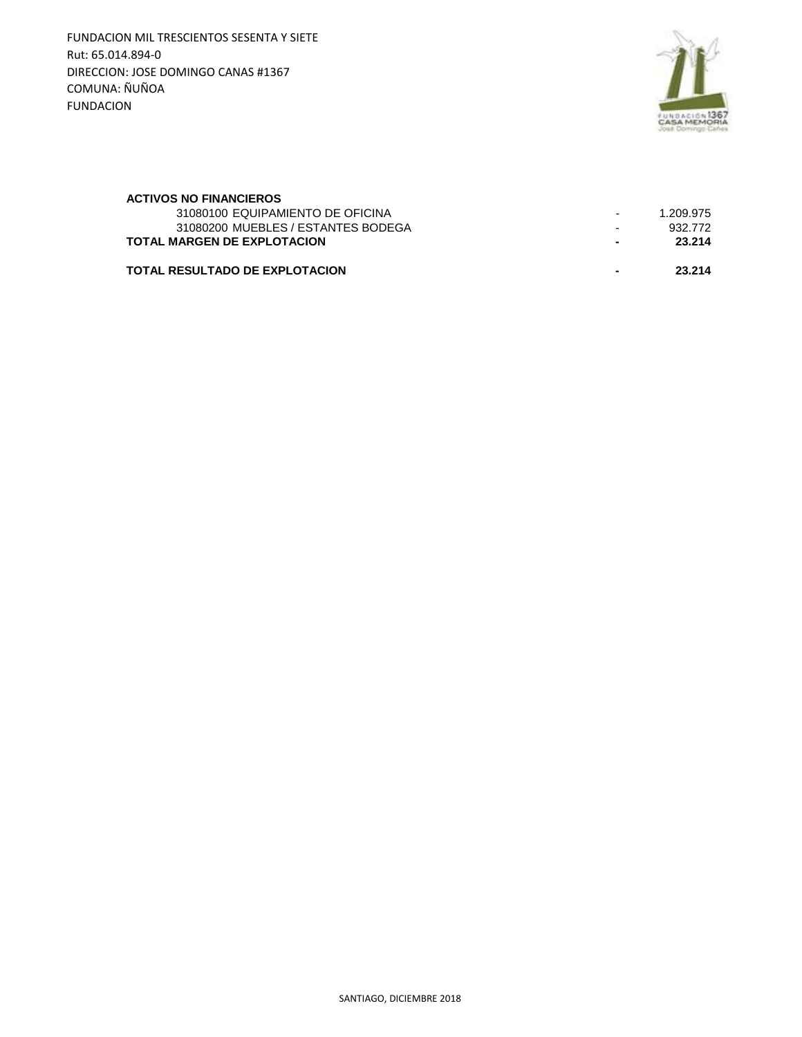FUNDACION MIL TRESCIENTOS SESENTA Y SIETE
Rut: 65.014.894-0
DIRECCION: JOSE DOMINGO CANAS #1367
COMUNA: ÑUÑOA
FUNDACION

| | | |
|---|---|---|
| **ACTIVOS NO FINANCIEROS** | | |
| 31080100 EQUIPAMIENTO DE OFICINA | - | 1.209.975 |
| 31080200 MUEBLES / ESTANTES BODEGA | - | 932.772 |
| **TOTAL MARGEN DE EXPLOTACION** | **-** | **23.214** |
| **TOTAL RESULTADO DE EXPLOTACION** | **-** | **23.214** |

SANTIAGO, DICIEMBRE 2018